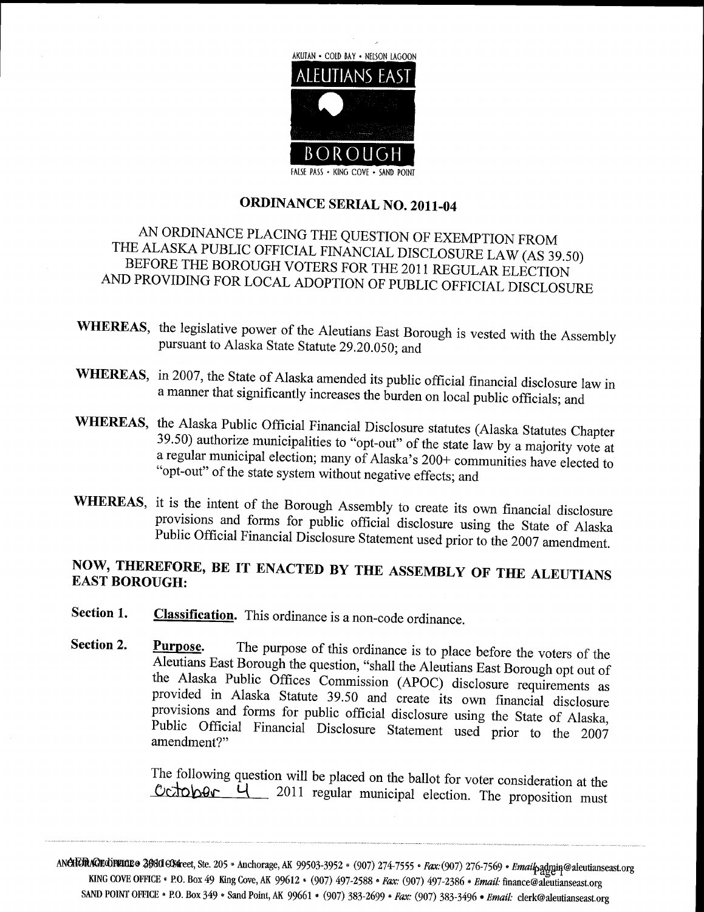AKUTAN • COLD BAY • NELSON LAGOON

ALEUTIANS EAST

BOROUGH

FALSE PASS • KING COVE • SAND POINT

# ORDINANCE SERIAL NO. 2011-04

## AN ORDINANCE PLACING THE QUESTION OF EXEMPTION FROM THE ALASKA PUBLIC OFFICIAL FINANCIAL DISCLOSURE LAW (AS 39.50) BEFORE THE BOROUGH VOTERS FOR THE 2011 REGULAR ELECTION AND PROVIDING FOR LOCAL ADOPTION OF PUBLIC OFFICIAL DISCLOSURE

**WHEREAS,** the legislative power of the Aleutians East Borough is vested with the Assembly pursuant to Alaska State Statute 29.20.050; and

**WHEREAS,** in 2007, the State of Alaska amended its public official financial disclosure law in a manner that significantly increases the burden on local public officials; and

**WHEREAS,** the Alaska Public Official Financial Disclosure statutes (Alaska Statutes Chapter 39.50) authorize municipalities to "opt-out" of the state law by a majority vote at a regular municipal election; many of Alaska's 200+ communities have elected to "opt-out" of the state system without negative effects; and

**WHEREAS,** it is the intent of the Borough Assembly to create its own financial disclosure provisions and forms for public official disclosure using the State of Alaska Public Official Financial Disclosure Statement used prior to the 2007 amendment.

**NOW, THEREFORE, BE IT ENACTED BY THE ASSEMBLY OF THE ALEUTIANS EAST BOROUGH:**

**Section 1.** **Classification.** This ordinance is a non-code ordinance.

**Section 2.** **Purpose.** The purpose of this ordinance is to place before the voters of the Aleutians East Borough the question, "shall the Aleutians East Borough opt out of the Alaska Public Offices Commission (APOC) disclosure requirements as provided in Alaska Statute 39.50 and create its own financial disclosure provisions and forms for public official disclosure using the State of Alaska, Public Official Financial Disclosure Statement used prior to the 2007 amendment?"

The following question will be placed on the ballot for voter consideration at the October 4 2011 regular municipal election. The proposition must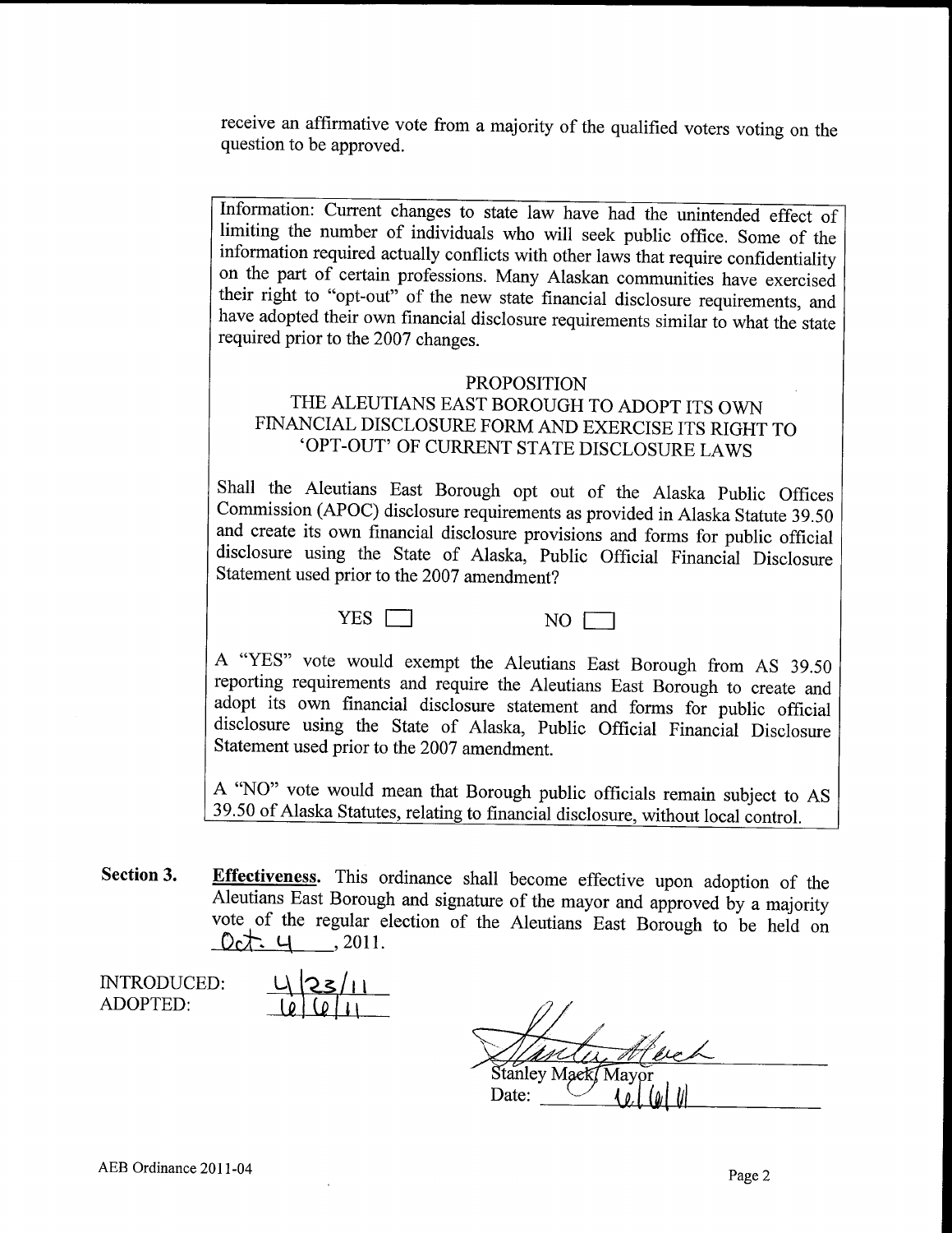receive an affirmative vote from a majority of the qualified voters voting on the question to be approved.

> Information: Current changes to state law have had the unintended effect of limiting the number of individuals who will seek public office. Some of the information required actually conflicts with other laws that require confidentiality on the part of certain professions. Many Alaskan communities have exercised their right to "opt-out" of the new state financial disclosure requirements, and have adopted their own financial disclosure requirements similar to what the state required prior to the 2007 changes.
>
> **PROPOSITION**
> **THE ALEUTIANS EAST BOROUGH TO ADOPT ITS OWN FINANCIAL DISCLOSURE FORM AND EXERCISE ITS RIGHT TO 'OPT-OUT' OF CURRENT STATE DISCLOSURE LAWS**
>
> Shall the Aleutians East Borough opt out of the Alaska Public Offices Commission (APOC) disclosure requirements as provided in Alaska Statute 39.50 and create its own financial disclosure provisions and forms for public official disclosure using the State of Alaska, Public Official Financial Disclosure Statement used prior to the 2007 amendment?
>
> YES ☐ NO ☐
>
> A "YES" vote would exempt the Aleutians East Borough from AS 39.50 reporting requirements and require the Aleutians East Borough to create and adopt its own financial disclosure statement and forms for public official disclosure using the State of Alaska, Public Official Financial Disclosure Statement used prior to the 2007 amendment.
>
> A "NO" vote would mean that Borough public officials remain subject to AS 39.50 of Alaska Statutes, relating to financial disclosure, without local control.

**Section 3.** **Effectiveness.** This ordinance shall become effective upon adoption of the Aleutians East Borough and signature of the mayor and approved by a majority vote of the regular election of the Aleutians East Borough to be held on Oct. 4, 2011.

INTRODUCED: 4/23/11
ADOPTED: 6/6/11

Stanley Mack, Mayor
Date: 6/6/11

AEB Ordinance 2011-04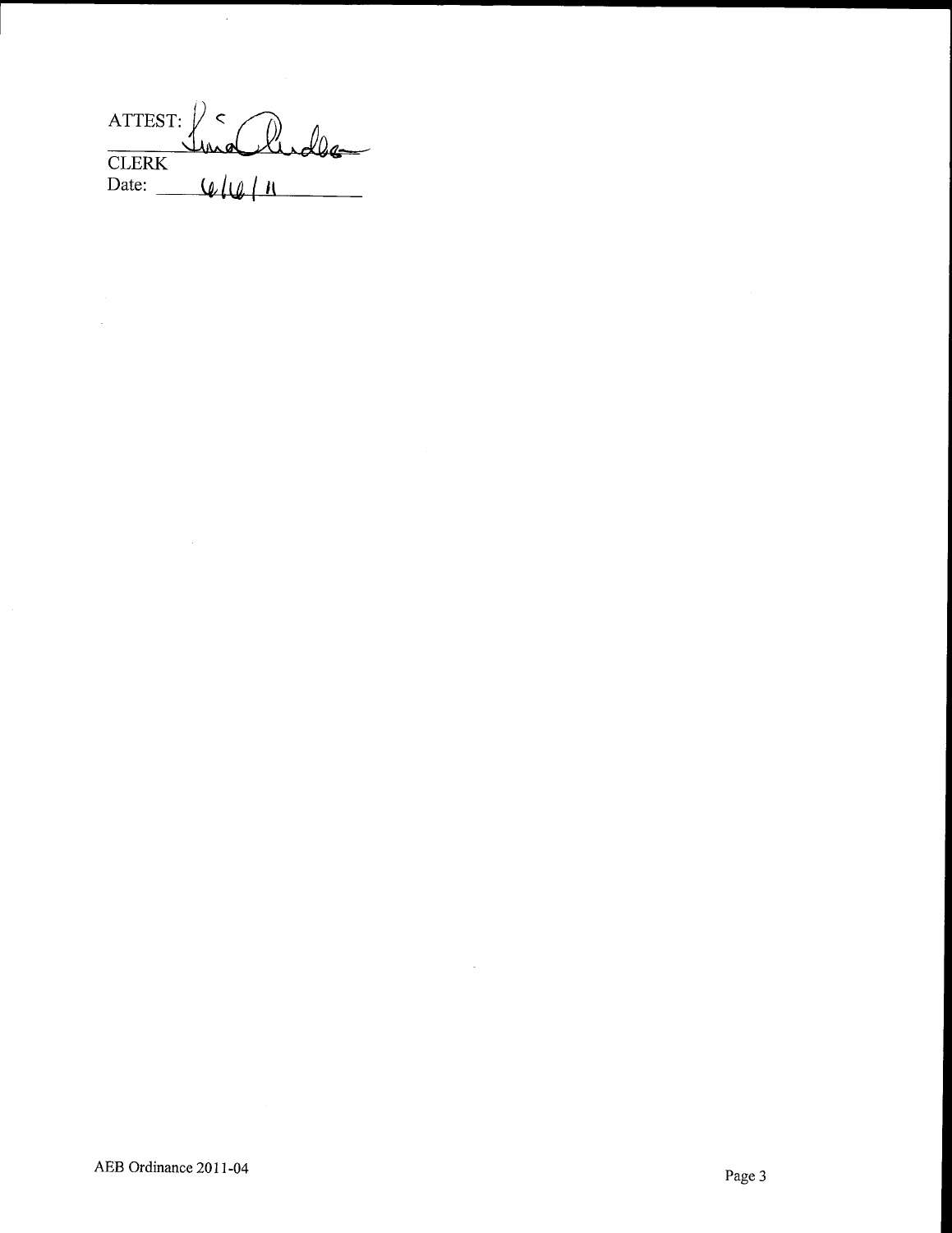ATTEST: Tina Rudder

CLERK

Date: 6/16/11

AEB Ordinance 2011-04